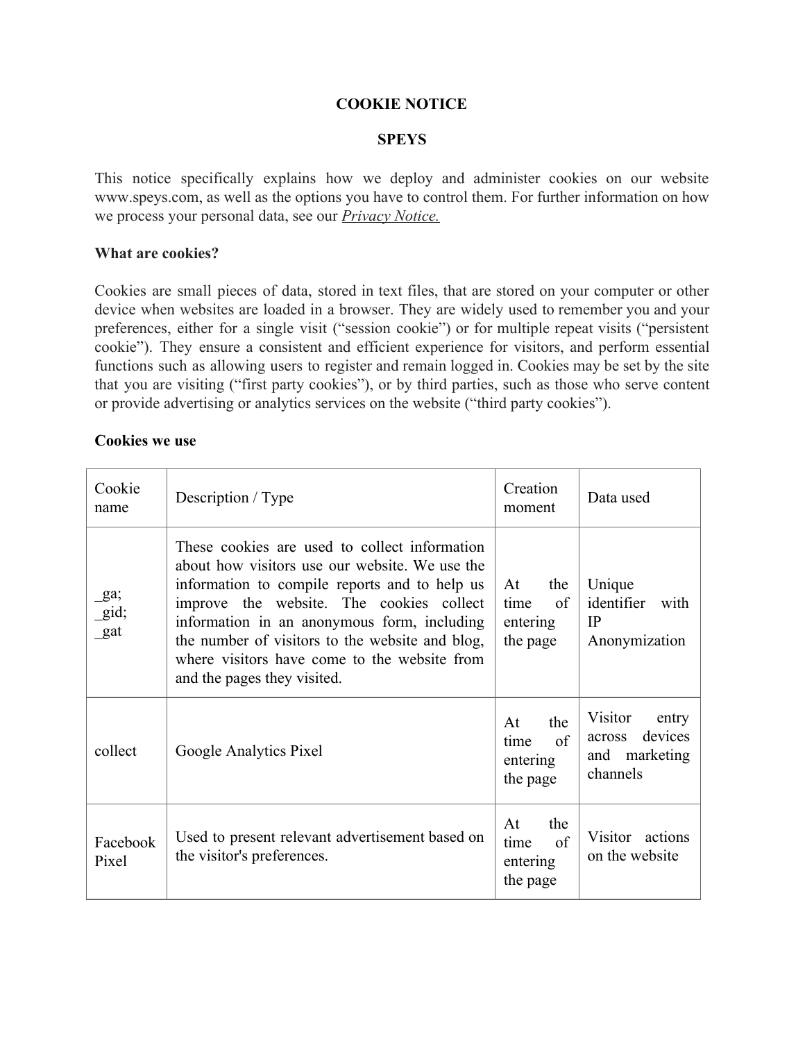# COOKIE NOTICE

## SPEYS

This notice specifically explains how we deploy and administer cookies on our website www.speys.com, as well as the options you have to control them. For further information on how we process your personal data, see our *Privacy Notice.*

**What are cookies?**

Cookies are small pieces of data, stored in text files, that are stored on your computer or other device when websites are loaded in a browser. They are widely used to remember you and your preferences, either for a single visit ("session cookie") or for multiple repeat visits ("persistent cookie"). They ensure a consistent and efficient experience for visitors, and perform essential functions such as allowing users to register and remain logged in. Cookies may be set by the site that you are visiting ("first party cookies"), or by third parties, such as those who serve content or provide advertising or analytics services on the website ("third party cookies").

**Cookies we use**

| Cookie name | Description / Type | Creation moment | Data used |
|---|---|---|---|
| _ga; _gid; _gat | These cookies are used to collect information about how visitors use our website. We use the information to compile reports and to help us improve the website. The cookies collect information in an anonymous form, including the number of visitors to the website and blog, where visitors have come to the website from and the pages they visited. | At the time of entering the page | Unique identifier with IP Anonymization |
| collect | Google Analytics Pixel | At the time of entering the page | Visitor entry across devices and marketing channels |
| Facebook Pixel | Used to present relevant advertisement based on the visitor's preferences. | At the time of entering the page | Visitor actions on the website |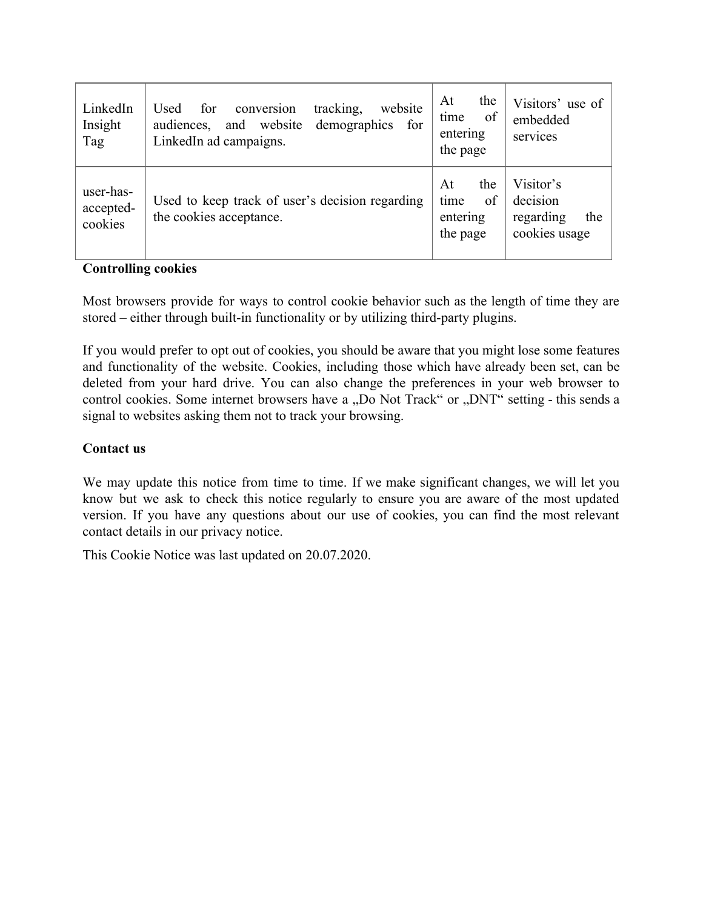| | | | |
|---|---|---|---|
| LinkedIn Insight Tag | Used for conversion tracking, website audiences, and website demographics for LinkedIn ad campaigns. | At the time of entering the page | Visitors' use of embedded services |
| user-has-accepted-cookies | Used to keep track of user's decision regarding the cookies acceptance. | At the time of entering the page | Visitor's decision regarding the cookies usage |

**Controlling cookies**

Most browsers provide for ways to control cookie behavior such as the length of time they are stored – either through built-in functionality or by utilizing third-party plugins.

If you would prefer to opt out of cookies, you should be aware that you might lose some features and functionality of the website. Cookies, including those which have already been set, can be deleted from your hard drive. You can also change the preferences in your web browser to control cookies. Some internet browsers have a „Do Not Track" or „DNT" setting - this sends a signal to websites asking them not to track your browsing.

**Contact us**

We may update this notice from time to time. If we make significant changes, we will let you know but we ask to check this notice regularly to ensure you are aware of the most updated version. If you have any questions about our use of cookies, you can find the most relevant contact details in our privacy notice.

This Cookie Notice was last updated on 20.07.2020.